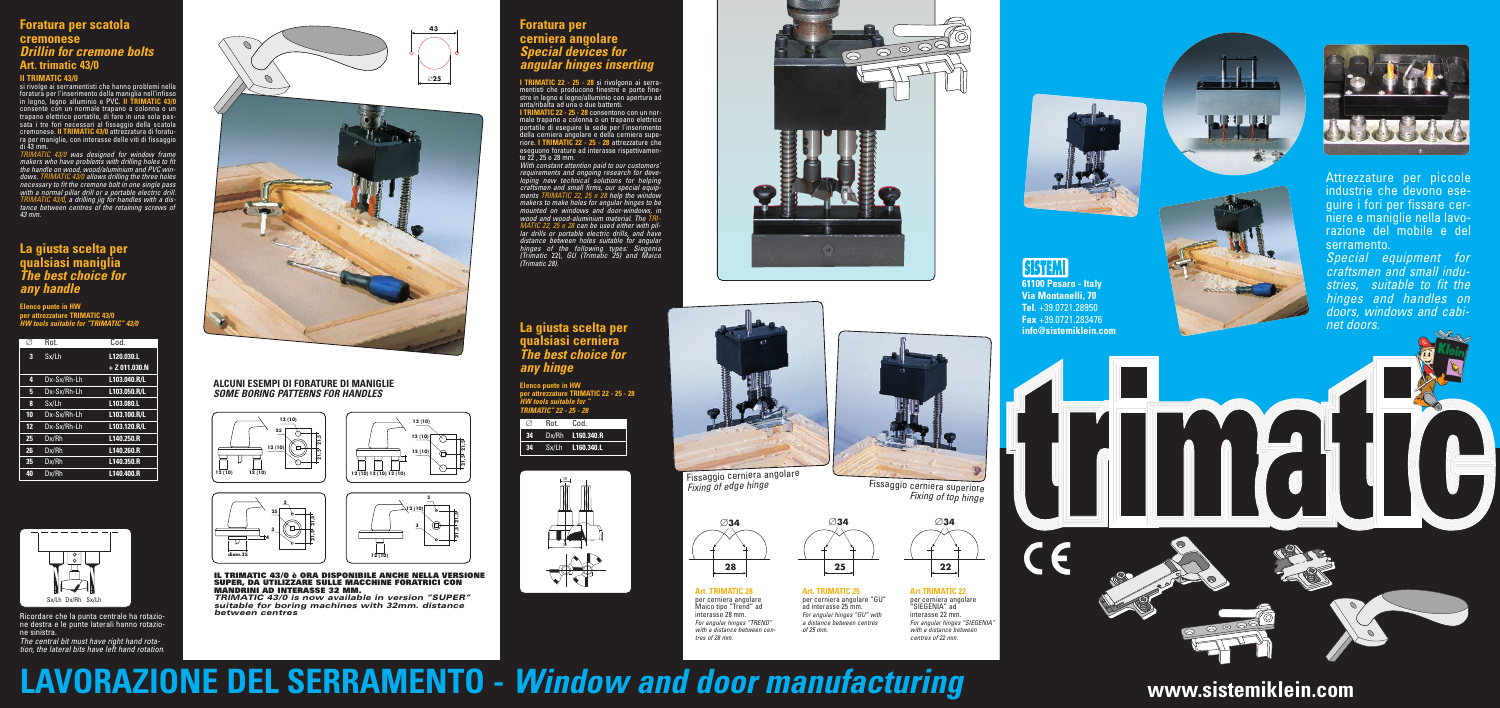## Foratura per scatola cremonese
### *Drillin for cremone bolts*
### Art. trimatic 43/0

**Il TRIMATIC 43/0** si rivolge ai serramentisti che hanno problemi nella foratura per l'inserimento della maniglia nell'infisso in legno, legno alluminio e PVC. **Il TRIMATIC 43/0** consente con un normale trapano a colonna o un trapano elettrico portatile, di fare in una sola passata i tre fori necessari al fissaggio della scatola cremonese. **Il TRIMATIC 43/0** attrezzatura di foratura per maniglie, con interasse delle viti di fissaggio di 43 mm.

*TRIMATIC 43/0 was designed for window frame makers who have problems with drilling holes to fit the handle on wood, wood/aluminium and PVC windows. TRIMATIC 43/0 allows drilling the three holes necessary to fit the cremone bolt in one single pass with a normal pillar drill or a portable electric drill. TRIMATIC 43/0, a drilling jig for handles with a distance between centres of the retaining screws of 42 mm.*

## La giusta scelta per qualsiasi maniglia
### *The best choice for any handle*

**Elenco punte in HW per attrezzature TRIMATIC 43/0**
***HW tools suitable for "TRIMATIC" 43/0***

| ∅ | Rot. | Cod. |
|---|---|---|
| 3 | Sx/Lh | L120.030.L + Z 011.030.N |
| 4 | Dx-Sx/Rh-Lh | L103.040.R/L |
| 5 | Dx-Sx/Rh-Lh | L103.050.R/L |
| 8 | Sx/Lh | L103.080.L |
| 10 | Dx-Sx/Rh-Lh | L103.100.R/L |
| 12 | Dx-Sx/Rh-Lh | L103.120.R/L |
| 25 | Dx/Rh | L140.250.R |
| 26 | Dx/Rh | L140.260.R |
| 35 | Dx/Rh | L140.350.R |
| 40 | Dx/Rh | L140.400.R |

Sx/Lh Dx/Rh Sx/Lh

Ricordare che la punta centrale ha rotazione destra e le punte laterali hanno rotazione sinistra.

*The central bit must have right hand rotation, the lateral bits have left hand rotation.*

43

∅25

### ALCUNI ESEMPI DI FORATURE DI MANIGLIE
### *SOME BORING PATTERNS FOR HANDLES*

**IL TRIMATIC 43/0 è ORA DISPONIBILE ANCHE NELLA VERSIONE SUPER, DA UTILIZZARE SULLE MACCHINE FORATRICI CON MANDRINI AD INTERASSE 32 MM.**

***TRIMATIC 43/0 is now available in version "SUPER" suitable for boring machines with 32mm. distance between centres***

## Foratura per cerniera angolare
### *Special devices for angular hinges inserting*

**I TRIMATIC 22 - 25 - 28** si rivolgono ai serramentisti che producono finestre e porte finestre in legno e legno/alluminio con apertura ad anta/ribalta ad una o due battenti.
**I TRIMATIC 22 - 25 - 28** consentono con un normale trapano a colonna o un trapano elettrico portatile di eseguire la sede per l'inserimento della cerniera angolare e della cerniera superiore. **I TRIMATIC 22 - 25 - 28** attrezzature che eseguono forature ad interasse rispettivamente 22, 25 e 28 mm.

*With constant attention paid to our customers' requirements and ongoing research for developing new technical solutions for helping craftsmen and small firms, our special equipments TRIMATIC 22, 25 e 28 help the window makers to make holes for angular hinges to be mounted on windows and door-windows, in wood and wood-aluminium material. The TRIMATIC 22, 25 e 28 can be used either with pillar drills or portable electric drills, and have distance between holes suitable for angular hinges of the following types: Siegenia (Trimatic 22), GU (Trimatic 25) and Maico (Trimatic 28).*

## La giusta scelta per qualsiasi cerniera
### *The best choice for any hinge*

**Elenco punte in HW per attrezzature TRIMATIC 22 - 25 - 28**
***HW tools suitable for "TRIMATIC" 22 - 25 - 28***

| ∅ | Rot. | Cod. |
|---|---|---|
| 34 | Dx/Rh | L160.340.R |
| 34 | Sx/Lh | L160.340.L |

Fissaggio cerniera angolare
*Fixing of edge hinge*

Fissaggio cerniera superiore
*Fixing of top hinge*

∅34 — 28 | ∅34 — 25 | ∅34 — 22

**Art. TRIMATIC 28**
per cerniera angolare Maico tipo "Trend" ad interasse 28 mm.
*For angular hinges "TREND" with a distance between centres of 28 mm.*

**Art. TRIMATIC 25**
per cerniera angolare "GU" ad interasse 25 mm.
*For angular hinges "GU" with a distance between centres of 25 mm.*

**Art. TRIMATIC 22**
per cerniera angolare "SIEGENIA" ad interasse 22 mm.
*For angular hinges "SIEGENIA" with a distance between centres of 22 mm.*

Attrezzature per piccole industrie che devono eseguire i fori per fissare cerniere e maniglie nella lavorazione del mobile e del serramento.

*Special equipment for craftsmen and small industries, suitable to fit the hinges and handles on doors, windows and cabinet doors.*

**SISTEMI**
**61100 Pesaro - Italy**
**Via Montanelli, 70**
**Tel.** +39.0721.28950
**Fax** +39.0721.283476
**info@sistemiklein.com**

# trimatic

CE

# LAVORAZIONE DEL SERRAMENTO - *Window and door manufacturing*

**www.sistemiklein.com**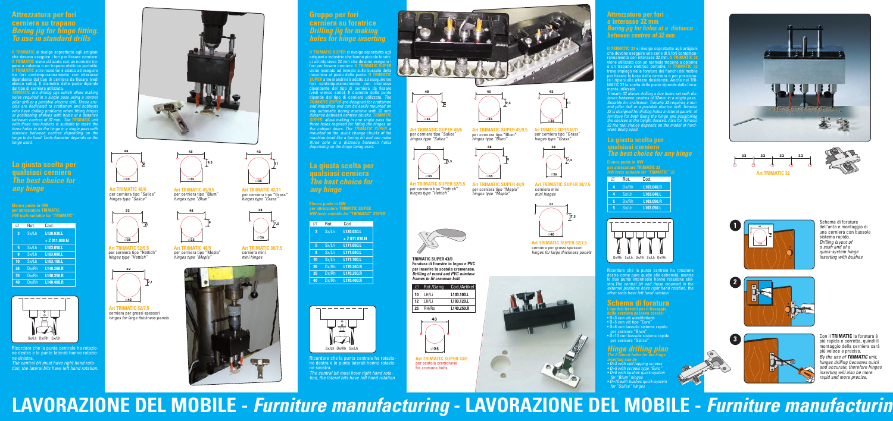# Attrezzatura per fori cerniera su trapano
## *Boring jig for hinge fitting. To use in standard drills*

Il **TRIMATIC** si rivolge soprattutto agli artigiani che devono eseguire i fori per fissare cerniere. Il **TRIMATIC** viene utilizzato con un normale trapano a colonna o un trapano elettrico portatile. Il **TRIMATIC** a tre mandrini è adatto ad eseguire tre fori contemporaneamente con interasse dipendente dal tipo di cerniera da fissare (vedi elenco sotto). Il diametro delle punte dipende dal tipo di cerniera utilizzata.

*TRIMATIC are drilling jigs which allow making holes required in a single pass using a normal pillar drill or a portable electric drill. These articles are dedicated to craftsmen and hobbyists who have drilling problems when fitting hinges or positioning shelves with holes at a distance between centres of 32 mm. The TRIMATIC unit with three tool-holders is suitable to make the three holes to fix the hinge in a single pass with distance between centres depending on the hinge to be fixed. Tools diameter depends on the hinge used.*

## La giusta scelta per qualsiasi cerniera
### *The best choice for any hinge*

**Elenco punte in HW per attrezzatura TRIMATIC**
***HW tools suitable for "TRIMATIC"***

| Ø | Rot. | Cod. |
|---|---|---|
| 3 | Sx/Lh | L120.030.L |
| | | + Z 011.030.N |
| 5 | Sx/Lh | L103.050.L |
| 8 | Sx/Lh | L103.080.L |
| 10 | Sx/Lh | L103.100.L |
| 26 | Dx/Rh | L140.260.R |
| 35 | Dx/Rh | L140.350.R |
| 40 | Dx/Rh | L140.400.R |

Sx/Lh Dx/Rh Sx/Lh

Ricordare che la punta centrale ha rotazione destra e le punte laterali hanno rotazione sinistra.
*The central bit must have right hand rotation, the lateral bits have left hand rotation.*

48 / 6 / Ø35
**Art TRIMATIC 48/6**
per cerniera tipo "Salice"
*hinges type "Salice"*

45 / 9,5 / Ø35
**Art TRIMATIC 45/9,5**
per cerniera tipo "Blum"
*hinges type "Blum"*

42 / 11 / Ø35
**Art TRIMATIC 42/11**
per cerniera tipo "Grass"
*hinges type "Grass"*

52 / 5,5 / Ø35
**Art TRIMATIC 52/5,5**
per cerniera tipo "Hettich"
*hinges type "Hettich"*

48 / 9 / Ø35
**Art TRIMATIC 48/9**
per cerniera tipo "Mepla"
*hinges type "Mepla"*

38 / 7,5 / Ø26
**Art TRIMATIC 38/7,5**
cerniera mini
*mini hinges*

52 / 7,5 / Ø40
**Art TRIMATIC 52/7,5**
cerniera per grossi spessori
*hinges for large thickness panels*

# Gruppo per fori cerniera su foratrice
## *Drilling jig for making holes for hinge inserting*

Il **TRIMATIC SUPER** si rivolge soprattutto agli artigiani e industrie che hanno piccole foratrici ad interasse 32 mm che devono eseguire i fori per fissare cerniere. Il **TRIMATIC SUPER** viene montato ad innesto sulle bussole della macchina al posto delle punte. Il **TRIMATIC SUPER** a tre mandrini è adatto ad eseguire tre fori contemporaneamente con interasse dipendente dal tipo di cerniera da fissare (vedi elenco sotto). Il diametro delle punte dipende dal tipo di cerniera utilizzata. The *TRIMATIC SUPER are designed for craftsmen and industries and can be easily mounted on any automatic boring machine with 32 mm. distance between centres chucks. TRIMATIC SUPER allow making in one single pass the three holes required for fitting the hinges on the cabinet doors. The TRIMATIC SUPER is mounted on the quick change chucks of the machine head like a boring bit and can make three hole at a distance between holes depending on the hinge being used.*

## La giusta scelta per qualsiasi cerniera
### *The best choice for any hinge*

**Elenco punte in HW per attrezzatura TRIMATIC SUPER**
***HW tools suitable for "TRIMATIC" SUPER***

| Ø | Rot. | Cod. |
|---|---|---|
| 3 | Sx/Lh | L120.030.L |
| | | + Z 011.030.N |
| 5 | Sx/Lh | L171.050.L |
| 8 | Sx/Lh | L171.080.L |
| 10 | Sx/Lh | L171.100.L |
| 26 | Dx/Rh | L170.260.R |
| 35 | Dx/Rh | L170.350.R |
| 40 | Dx/Rh | L170.400.R |

Sx/Lh Dx/Rh Sx/Lh

Ricordare che la punta centrale ha rotazione destra e le punte laterali hanno rotazione sinistra.
*The central bit must have right hand rotation, the lateral bits have left hand rotation.*

48 / 6 / Ø35
**Art TRIMATIC SUPER 48/6**
per cerniera tipo "Salice"
*hinges type "Salice"*

45 / 9,5 / Ø35
**Art TRIMATIC SUPER 45/9,5**
per cerniera tipo "Blum"
*hinges type "Blum"*

42 / 11 / Ø35
**Art TRIMATIC SUPER 42/11**
per cerniera tipo "Grass"
*hinges type "Grass"*

52 / 5,5 / Ø35
**Art TRIMATIC SUPER 52/5,5**
per cerniera tipo "Hettich"
*hinges type "Hettich"*

48 / 9 / Ø35
**Art TRIMATIC SUPER 48/9**
per cerniera tipo "Mepla"
*hinges type "Mepla"*

38 / 7,5 / Ø26
**Art TRIMATIC SUPER 38/7,5**
cerniera mini
*mini hinges*

52 / 7,5 / Ø40
**Art TRIMATIC SUPER 52/7,5**
cerniera per grossi spessori
*hinges for large thickness panels*

**TRIMATIC SUPER 43/0**
**Foratura di finestre in legno e PVC per inserire la scatola cremonese.**
***Drilling of wood and PVC window frames to fit cremone bolt.***

| Ø | Rot./Gang | Cod./Artikel |
|---|---|---|
| 10 | LH/Li | L103.100.L |
| 12 | LH/Li | L103.120.L |
| 25 | RH/Re | L140.250.R |

43 / Ø25
**Art TRIMATIC SUPER 43/0**
per scatola cremonese
*for cremone bolts*

# Attrezzatura per fori a interasse 32 mm
## *Boring jig for holes at a distance between centres of 32 mm*

Il **TRIMATIC 32** si rivolge soprattutto agli artigiani che devono eseguire una serie di 5 fori contemporaneamente con interasse 32 mm. Il **TRIMATIC 32** viene utilizzato con un normale trapano a colonna o un trapano elettrico portatile. Il **TRIMATIC 32** trova impiego nella foratura dei fianchi dei mobili per fissare la base della cerniera o per posizionare i ripiani alle altezze desiderate. Anche nel TRIMATIC 32 la scelta delle punte dipende dalla ferramenta utilizzata.

*Trimatic 32 allows drilling a five holes set with distance between centres of 32mm. in a single pass. Suitable for craftsmen. Trimatic 32 requires a normal pillar drill or a portable electric drill. Trimatic 32 is designed for drilling holes in lateral panels of furniture for both fixing the hinge and positioning the shelves at the height desired. Also for Trimatic 32 the tool choice depends on the model of hardware being used.*

## La giusta scelta per qualsiasi cerniera
### *The best choice for any hinge*

**Elenco punte in HW per attrezzatura TRIMATIC 32**
***HW tools suitable for "TRIMATIC" 32***

| Ø | Rot. | Cod. |
|---|---|---|
| 4 | Dx/Rh | L103.040.R |
| 4 | Sx/Lh | L103.040.L |
| 5 | Dx/Rh | L103.050.R |
| 5 | Sx/Lh | L103.050.L |

32 32 32 32
**Art TRIMATIC 32**

Dx/Rh Sx/Lh Dx/Rh Sx/Lh Dx/Rh

Ricordare che la punta centrale ha rotazione destra come pure quelle alle estremità, mentre le due punte intermedie hanno rotazione sinistra. *The central bit and those mounted in the external positions have right hand rotation, the other tools have left hand rotation.*

## Schema di foratura
**I due fori laterali per il fissaggio della cerniera possono essere:**
- D=3 con viti autofilettanti
- D=5 con viti tipo "Euro"
- D=8 con bussole sistema rapido per cerniere "Blum"
- D=10 con bussole sistema rapido per cerniere "Salice"

## *Hinge drilling plan*
***The 2 lateral holes for the hinge inserting can be:***
- *D=3 with self-tapping screws*
- *D=5 with screws type "Euro"*
- *D=8 with bushes quick-system for "Blum" hinges*
- *D=10 with bushes quick-system for "Salice" hinges*

**1** Schema di foratura dell'anta e montaggio di una cerniera con bussole sistema rapido. *Drilling layout of a sash and of a quick-system hinge inserting with bushes*

**2**

**3** Con il **TRIMATIC** la foratura è più rapida e corretta, quindi il montaggio della cerniera sarà più veloce e preciso. *By the use of **TRIMATIC** unit, hinges drilling becames quick and accurate, therefore hinges inserting will also be more rapid and more precise.*

# LAVORAZIONE DEL MOBILE - *Furniture manufacturing* - LAVORAZIONE DEL MOBILE - *Furniture manufacturin*